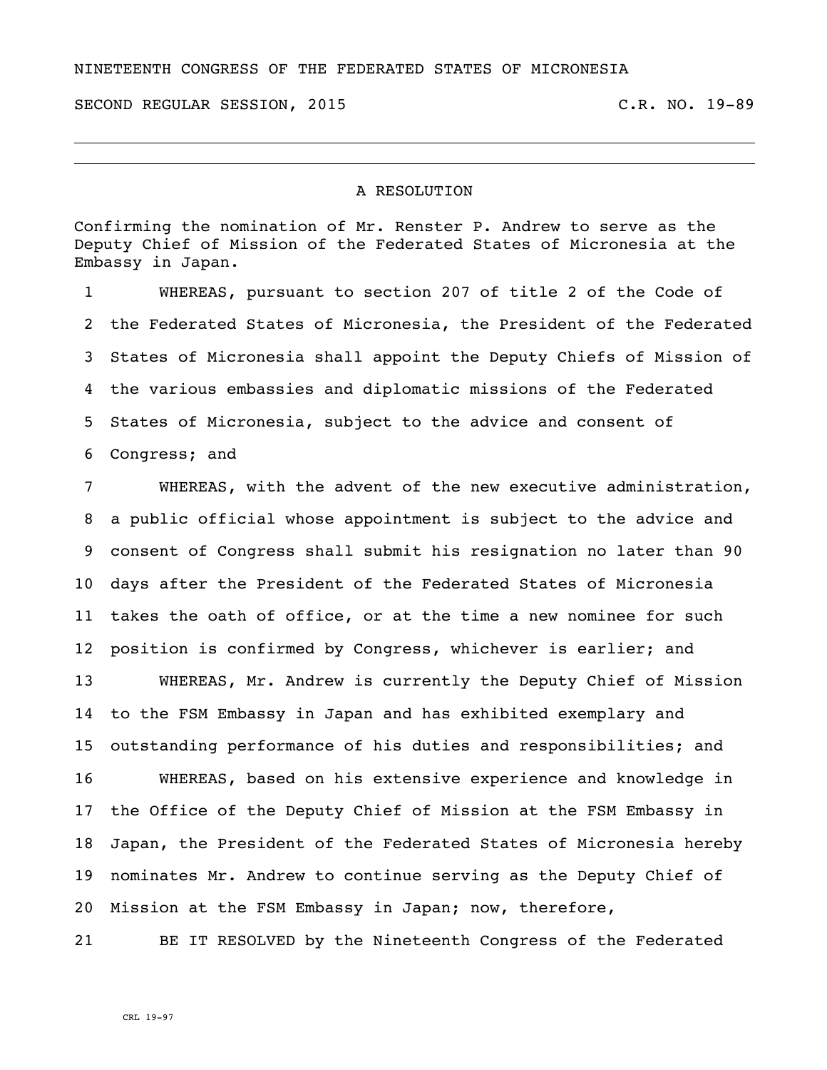NINETEENTH CONGRESS OF THE FEDERATED STATES OF MICRONESIA

SECOND REGULAR SESSION, 2015 C.R. NO. 19-89

## A RESOLUTION

Confirming the nomination of Mr. Renster P. Andrew to serve as the Deputy Chief of Mission of the Federated States of Micronesia at the Embassy in Japan.

1 WHEREAS, pursuant to section 207 of title 2 of the Code of
2 the Federated States of Micronesia, the President of the Federated
3 States of Micronesia shall appoint the Deputy Chiefs of Mission of
4 the various embassies and diplomatic missions of the Federated
5 States of Micronesia, subject to the advice and consent of
6 Congress; and

7 WHEREAS, with the advent of the new executive administration,
8 a public official whose appointment is subject to the advice and
9 consent of Congress shall submit his resignation no later than 90
10 days after the President of the Federated States of Micronesia
11 takes the oath of office, or at the time a new nominee for such
12 position is confirmed by Congress, whichever is earlier; and

13 WHEREAS, Mr. Andrew is currently the Deputy Chief of Mission
14 to the FSM Embassy in Japan and has exhibited exemplary and
15 outstanding performance of his duties and responsibilities; and

16 WHEREAS, based on his extensive experience and knowledge in
17 the Office of the Deputy Chief of Mission at the FSM Embassy in
18 Japan, the President of the Federated States of Micronesia hereby
19 nominates Mr. Andrew to continue serving as the Deputy Chief of
20 Mission at the FSM Embassy in Japan; now, therefore,

21 BE IT RESOLVED by the Nineteenth Congress of the Federated

CRL 19-97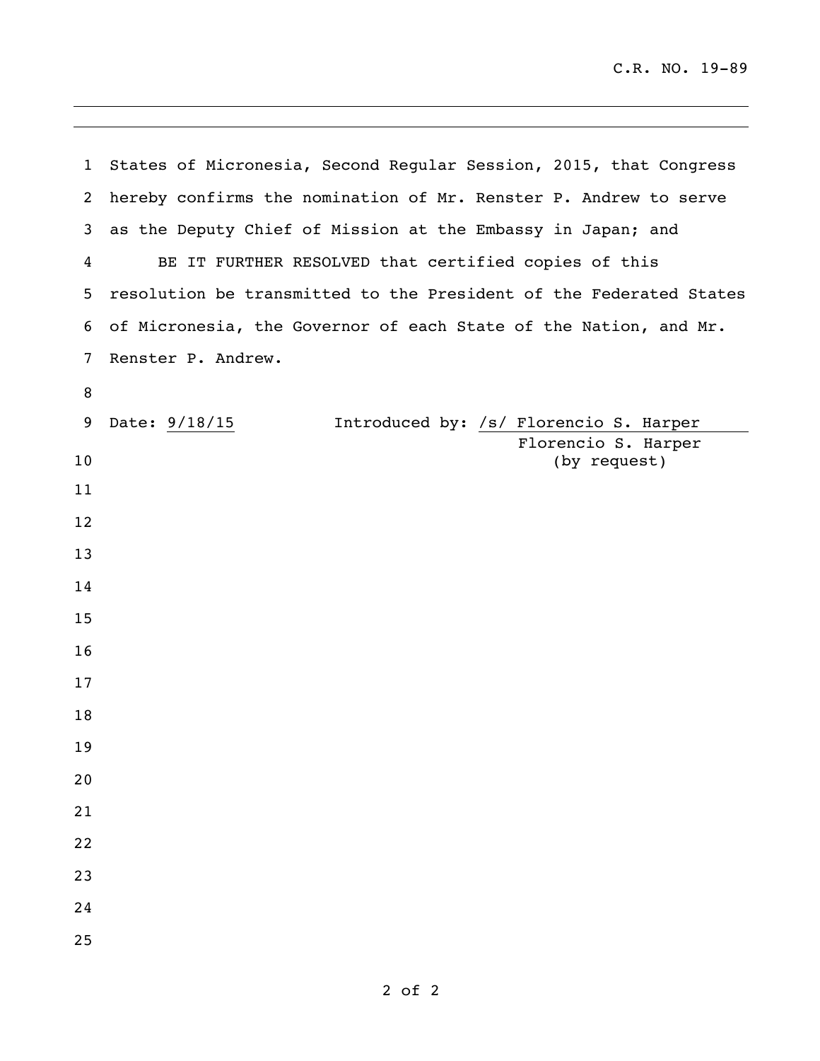States of Micronesia, Second Regular Session, 2015, that Congress hereby confirms the nomination of Mr. Renster P. Andrew to serve as the Deputy Chief of Mission at the Embassy in Japan; and

BE IT FURTHER RESOLVED that certified copies of this resolution be transmitted to the President of the Federated States of Micronesia, the Governor of each State of the Nation, and Mr. Renster P. Andrew.

Date: 9/18/15

Introduced by: /s/ Florencio S. Harper

Florencio S. Harper
(by request)